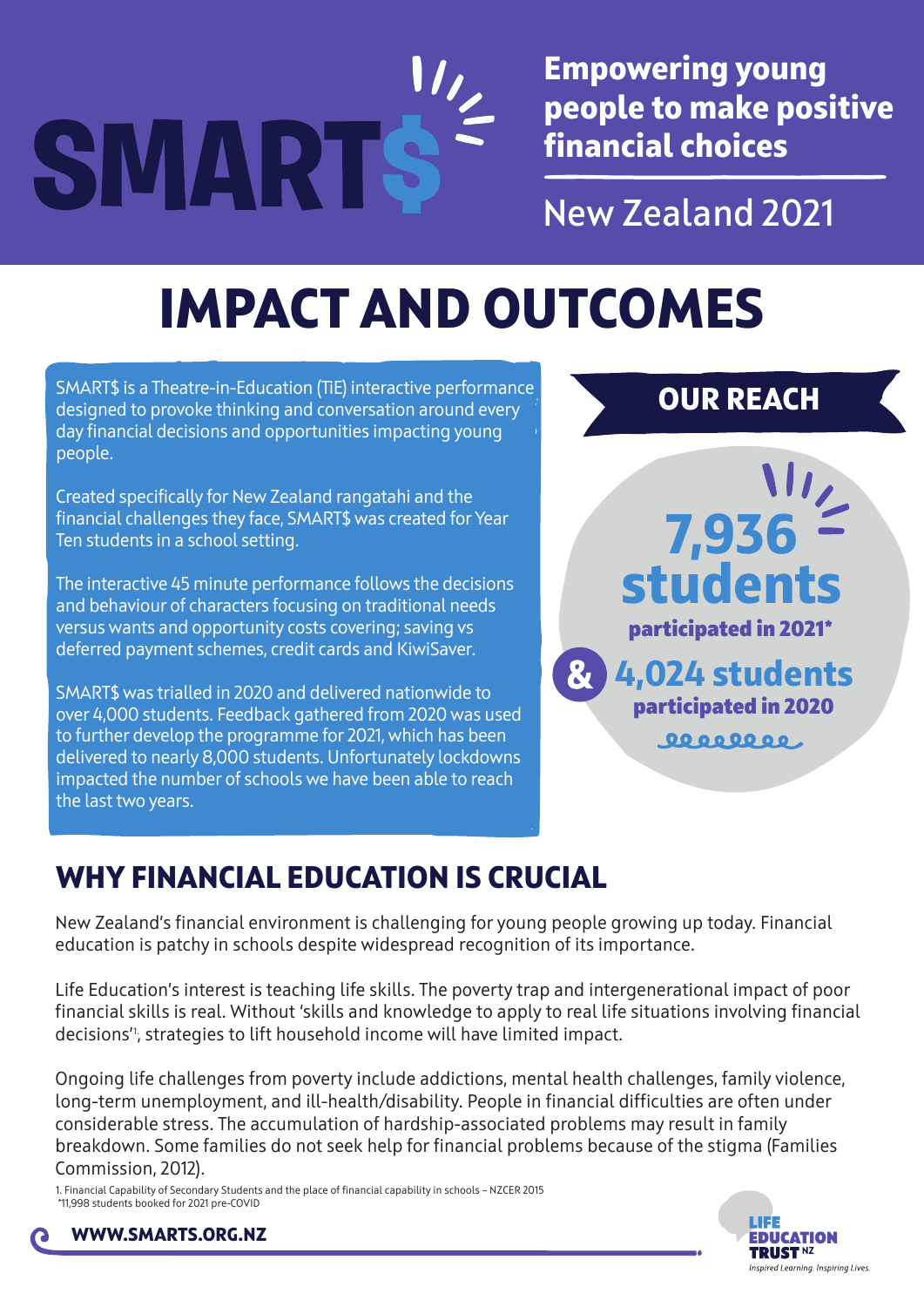# SMART$

**Empowering young people to make positive financial choices**

New Zealand 2021

# IMPACT AND OUTCOMES

SMART$ is a Theatre-in-Education (TiE) interactive performance designed to provoke thinking and conversation around every day financial decisions and opportunities impacting young people.

Created specifically for New Zealand rangatahi and the financial challenges they face, SMART$ was created for Year Ten students in a school setting.

The interactive 45 minute performance follows the decisions and behaviour of characters focusing on traditional needs versus wants and opportunity costs covering; saving vs deferred payment schemes, credit cards and KiwiSaver.

SMART$ was trialled in 2020 and delivered nationwide to over 4,000 students. Feedback gathered from 2020 was used to further develop the programme for 2021, which has been delivered to nearly 8,000 students. Unfortunately lockdowns impacted the number of schools we have been able to reach the last two years.

## OUR REACH

**7,936 students**
**participated in 2021***

**&**

**4,024 students**
**participated in 2020**

## WHY FINANCIAL EDUCATION IS CRUCIAL

New Zealand's financial environment is challenging for young people growing up today. Financial education is patchy in schools despite widespread recognition of its importance.

Life Education's interest is teaching life skills. The poverty trap and intergenerational impact of poor financial skills is real. Without 'skills and knowledge to apply to real life situations involving financial decisions'[1], strategies to lift household income will have limited impact.

Ongoing life challenges from poverty include addictions, mental health challenges, family violence, long-term unemployment, and ill-health/disability. People in financial difficulties are often under considerable stress. The accumulation of hardship-associated problems may result in family breakdown. Some families do not seek help for financial problems because of the stigma (Families Commission, 2012).

1. Financial Capability of Secondary Students and the place of financial capability in schools – NZCER 2015
*11,998 students booked for 2021 pre-COVID

**WWW.SMARTS.ORG.NZ**

LIFE EDUCATION TRUST NZ
*Inspired Learning. Inspiring Lives.*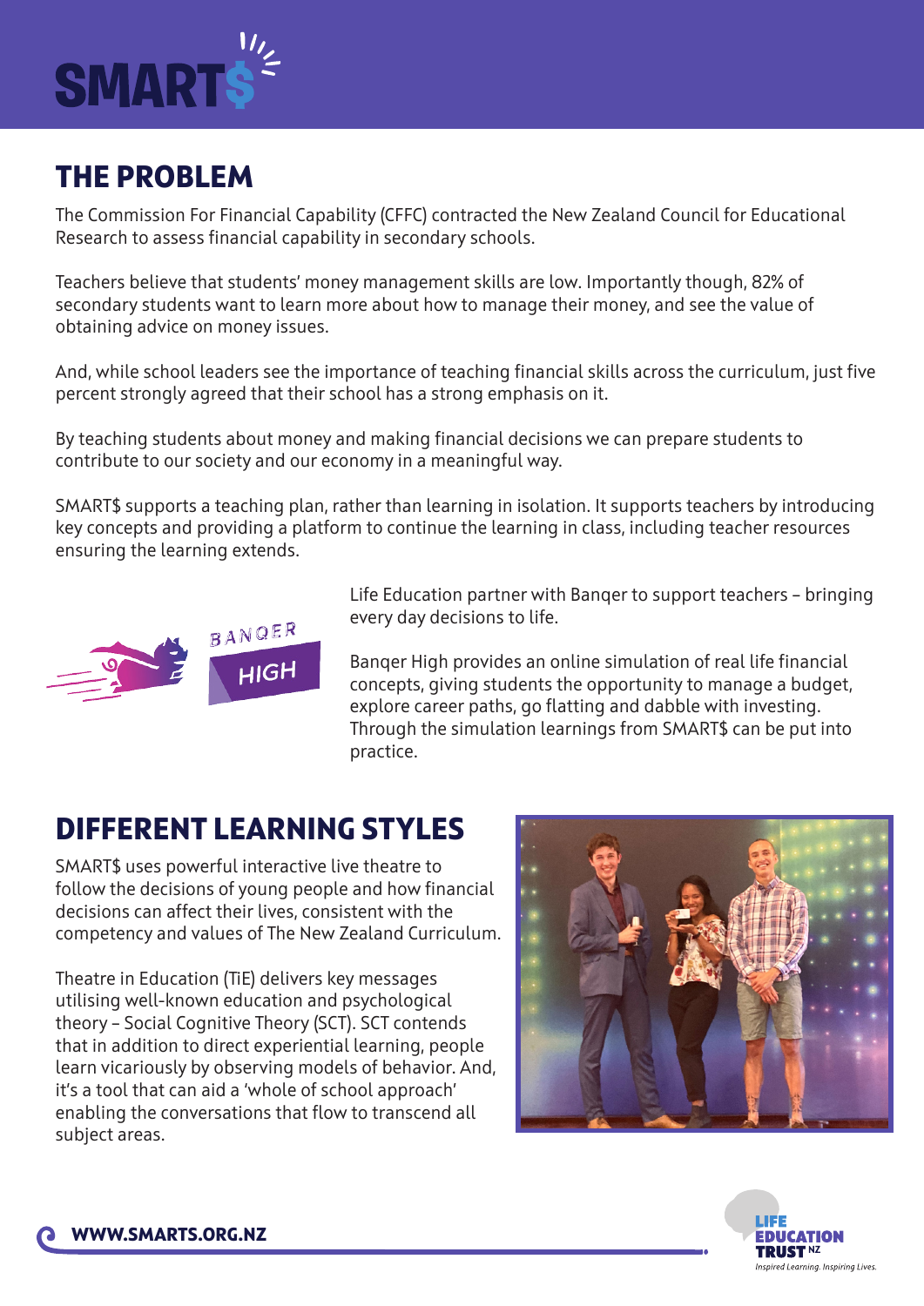## THE PROBLEM

The Commission For Financial Capability (CFFC) contracted the New Zealand Council for Educational Research to assess financial capability in secondary schools.

Teachers believe that students' money management skills are low. Importantly though, 82% of secondary students want to learn more about how to manage their money, and see the value of obtaining advice on money issues.

And, while school leaders see the importance of teaching financial skills across the curriculum, just five percent strongly agreed that their school has a strong emphasis on it.

By teaching students about money and making financial decisions we can prepare students to contribute to our society and our economy in a meaningful way.

SMART$ supports a teaching plan, rather than learning in isolation. It supports teachers by introducing key concepts and providing a platform to continue the learning in class, including teacher resources ensuring the learning extends.

Life Education partner with Banqer to support teachers – bringing every day decisions to life.

Banqer High provides an online simulation of real life financial concepts, giving students the opportunity to manage a budget, explore career paths, go flatting and dabble with investing. Through the simulation learnings from SMART$ can be put into practice.

## DIFFERENT LEARNING STYLES

SMART$ uses powerful interactive live theatre to follow the decisions of young people and how financial decisions can affect their lives, consistent with the competency and values of The New Zealand Curriculum.

Theatre in Education (TiE) delivers key messages utilising well-known education and psychological theory – Social Cognitive Theory (SCT). SCT contends that in addition to direct experiential learning, people learn vicariously by observing models of behavior. And, it's a tool that can aid a 'whole of school approach' enabling the conversations that flow to transcend all subject areas.

**WWW.SMARTS.ORG.NZ**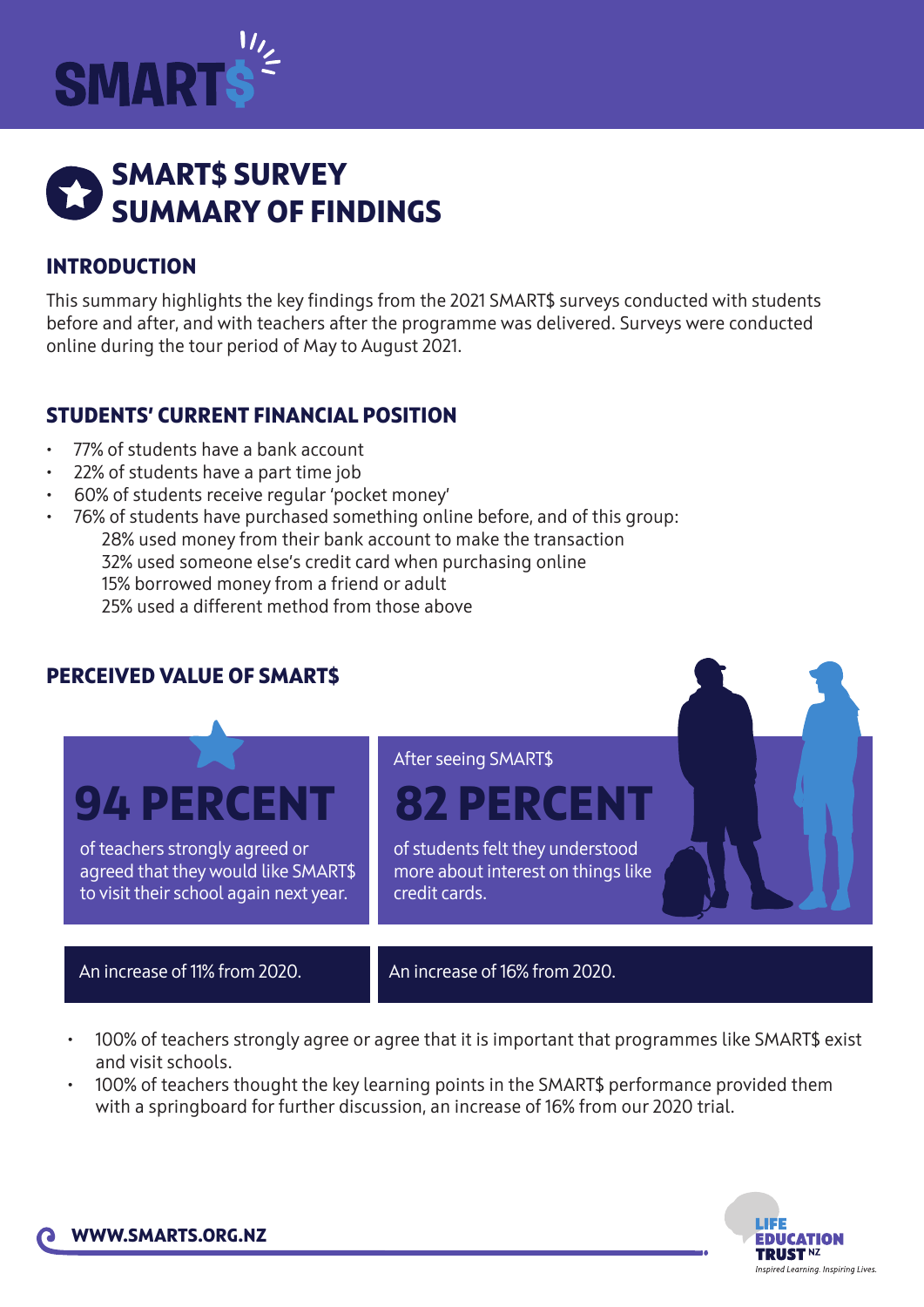# SMART$ SURVEY SUMMARY OF FINDINGS

## INTRODUCTION

This summary highlights the key findings from the 2021 SMART$ surveys conducted with students before and after, and with teachers after the programme was delivered. Surveys were conducted online during the tour period of May to August 2021.

## STUDENTS' CURRENT FINANCIAL POSITION

- 77% of students have a bank account
- 22% of students have a part time job
- 60% of students receive regular 'pocket money'
- 76% of students have purchased something online before, and of this group:
  - 28% used money from their bank account to make the transaction
  - 32% used someone else's credit card when purchasing online
  - 15% borrowed money from a friend or adult
  - 25% used a different method from those above

## PERCEIVED VALUE OF SMART$

**94 PERCENT**

of teachers strongly agreed or agreed that they would like SMART$ to visit their school again next year.

An increase of 11% from 2020.

After seeing SMART$

**82 PERCENT**

of students felt they understood more about interest on things like credit cards.

An increase of 16% from 2020.

- 100% of teachers strongly agree or agree that it is important that programmes like SMART$ exist and visit schools.
- 100% of teachers thought the key learning points in the SMART$ performance provided them with a springboard for further discussion, an increase of 16% from our 2020 trial.

WWW.SMARTS.ORG.NZ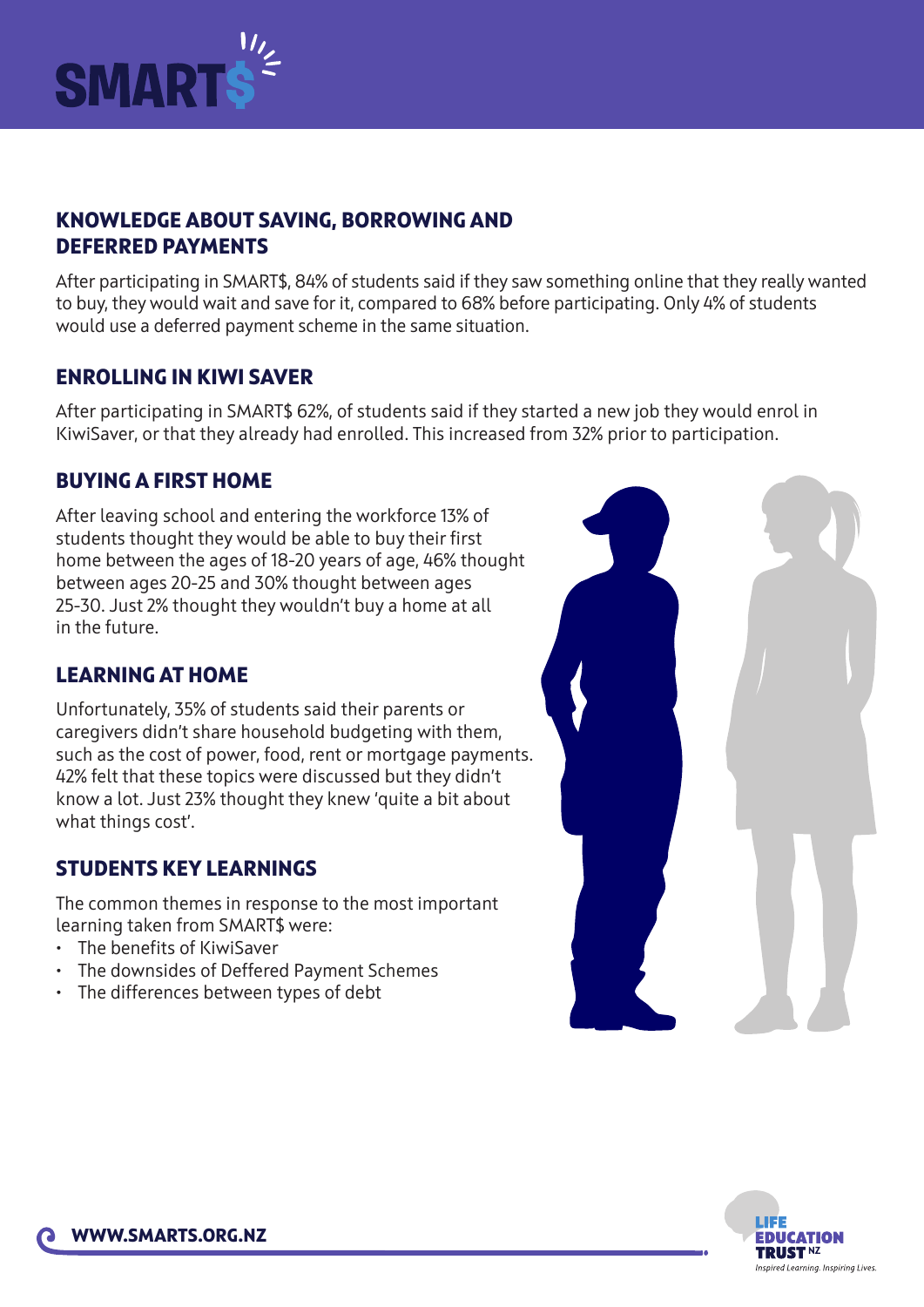## KNOWLEDGE ABOUT SAVING, BORROWING AND DEFERRED PAYMENTS

After participating in SMART$, 84% of students said if they saw something online that they really wanted to buy, they would wait and save for it, compared to 68% before participating. Only 4% of students would use a deferred payment scheme in the same situation.

## ENROLLING IN KIWI SAVER

After participating in SMART$ 62%, of students said if they started a new job they would enrol in KiwiSaver, or that they already had enrolled. This increased from 32% prior to participation.

## BUYING A FIRST HOME

After leaving school and entering the workforce 13% of students thought they would be able to buy their first home between the ages of 18-20 years of age, 46% thought between ages 20-25 and 30% thought between ages 25-30. Just 2% thought they wouldn't buy a home at all in the future.

## LEARNING AT HOME

Unfortunately, 35% of students said their parents or caregivers didn't share household budgeting with them, such as the cost of power, food, rent or mortgage payments. 42% felt that these topics were discussed but they didn't know a lot. Just 23% thought they knew 'quite a bit about what things cost'.

## STUDENTS KEY LEARNINGS

The common themes in response to the most important learning taken from SMART$ were:

- The benefits of KiwiSaver
- The downsides of Deffered Payment Schemes
- The differences between types of debt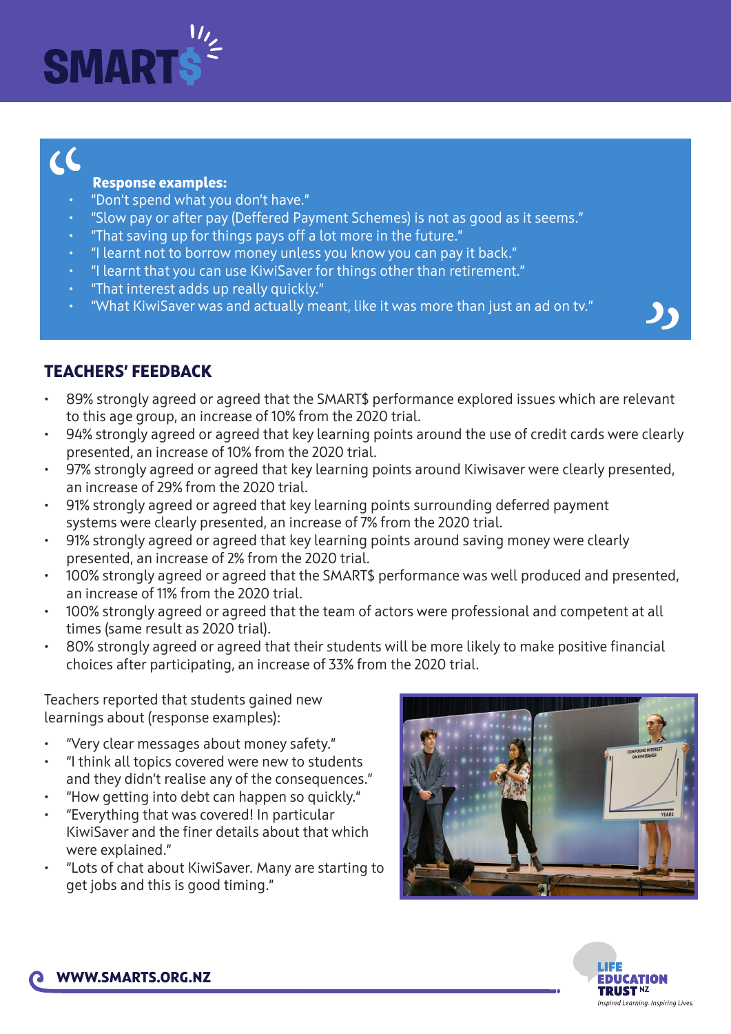**Response examples:**

- "Don't spend what you don't have."
- "Slow pay or after pay (Deffered Payment Schemes) is not as good as it seems."
- "That saving up for things pays off a lot more in the future."
- "I learnt not to borrow money unless you know you can pay it back."
- "I learnt that you can use KiwiSaver for things other than retirement."
- "That interest adds up really quickly."
- "What KiwiSaver was and actually meant, like it was more than just an ad on tv."

## TEACHERS' FEEDBACK

- 89% strongly agreed or agreed that the SMART$ performance explored issues which are relevant to this age group, an increase of 10% from the 2020 trial.
- 94% strongly agreed or agreed that key learning points around the use of credit cards were clearly presented, an increase of 10% from the 2020 trial.
- 97% strongly agreed or agreed that key learning points around Kiwisaver were clearly presented, an increase of 29% from the 2020 trial.
- 91% strongly agreed or agreed that key learning points surrounding deferred payment systems were clearly presented, an increase of 7% from the 2020 trial.
- 91% strongly agreed or agreed that key learning points around saving money were clearly presented, an increase of 2% from the 2020 trial.
- 100% strongly agreed or agreed that the SMART$ performance was well produced and presented, an increase of 11% from the 2020 trial.
- 100% strongly agreed or agreed that the team of actors were professional and competent at all times (same result as 2020 trial).
- 80% strongly agreed or agreed that their students will be more likely to make positive financial choices after participating, an increase of 33% from the 2020 trial.

Teachers reported that students gained new learnings about (response examples):

- "Very clear messages about money safety."
- "I think all topics covered were new to students and they didn't realise any of the consequences."
- "How getting into debt can happen so quickly."
- "Everything that was covered! In particular KiwiSaver and the finer details about that which were explained."
- "Lots of chat about KiwiSaver. Many are starting to get jobs and this is good timing."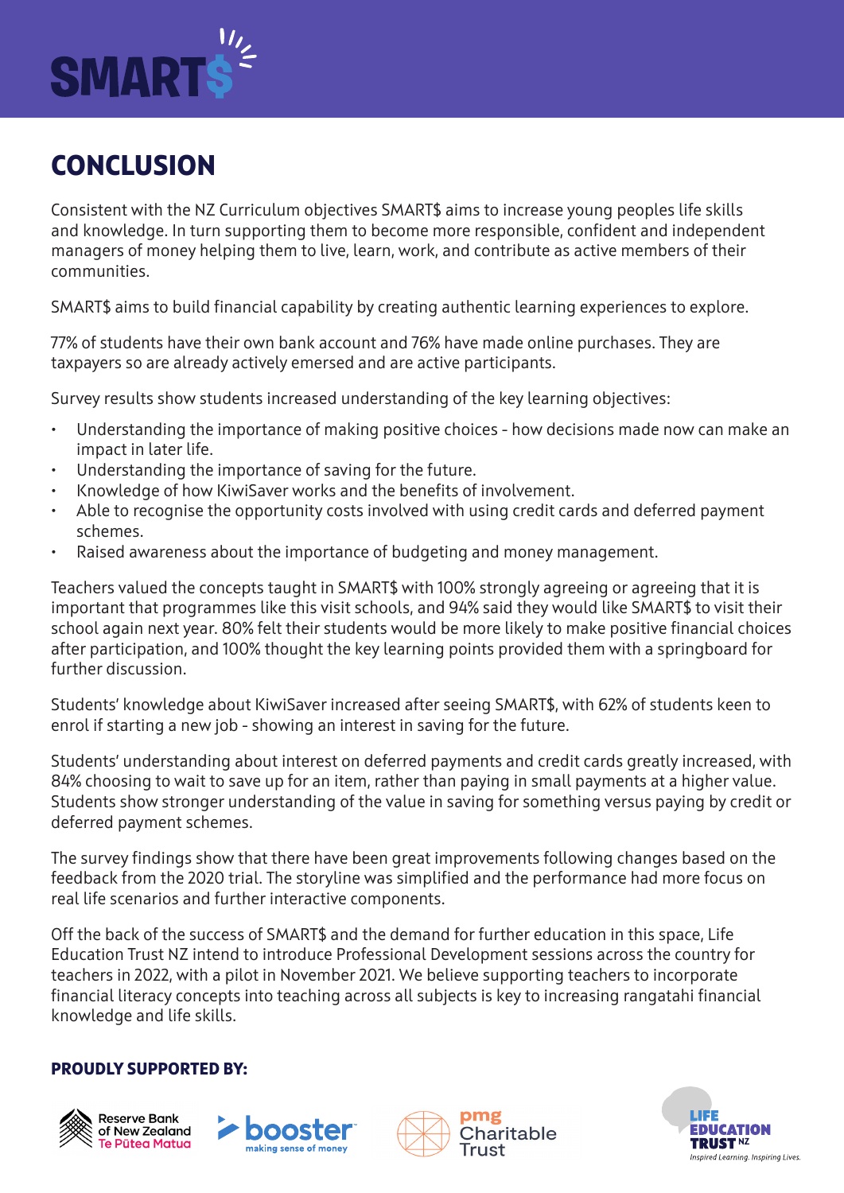# CONCLUSION

Consistent with the NZ Curriculum objectives SMART$ aims to increase young peoples life skills and knowledge. In turn supporting them to become more responsible, confident and independent managers of money helping them to live, learn, work, and contribute as active members of their communities.

SMART$ aims to build financial capability by creating authentic learning experiences to explore.

77% of students have their own bank account and 76% have made online purchases. They are taxpayers so are already actively emersed and are active participants.

Survey results show students increased understanding of the key learning objectives:

- Understanding the importance of making positive choices - how decisions made now can make an impact in later life.
- Understanding the importance of saving for the future.
- Knowledge of how KiwiSaver works and the benefits of involvement.
- Able to recognise the opportunity costs involved with using credit cards and deferred payment schemes.
- Raised awareness about the importance of budgeting and money management.

Teachers valued the concepts taught in SMART$ with 100% strongly agreeing or agreeing that it is important that programmes like this visit schools, and 94% said they would like SMART$ to visit their school again next year. 80% felt their students would be more likely to make positive financial choices after participation, and 100% thought the key learning points provided them with a springboard for further discussion.

Students' knowledge about KiwiSaver increased after seeing SMART$, with 62% of students keen to enrol if starting a new job - showing an interest in saving for the future.

Students' understanding about interest on deferred payments and credit cards greatly increased, with 84% choosing to wait to save up for an item, rather than paying in small payments at a higher value. Students show stronger understanding of the value in saving for something versus paying by credit or deferred payment schemes.

The survey findings show that there have been great improvements following changes based on the feedback from the 2020 trial. The storyline was simplified and the performance had more focus on real life scenarios and further interactive components.

Off the back of the success of SMART$ and the demand for further education in this space, Life Education Trust NZ intend to introduce Professional Development sessions across the country for teachers in 2022, with a pilot in November 2021. We believe supporting teachers to incorporate financial literacy concepts into teaching across all subjects is key to increasing rangatahi financial knowledge and life skills.

**PROUDLY SUPPORTED BY:**

Reserve Bank of New Zealand Te Pūtea Matua

booster making sense of money

pmg Charitable Trust

LIFE EDUCATION TRUST NZ *Inspired Learning. Inspiring Lives.*